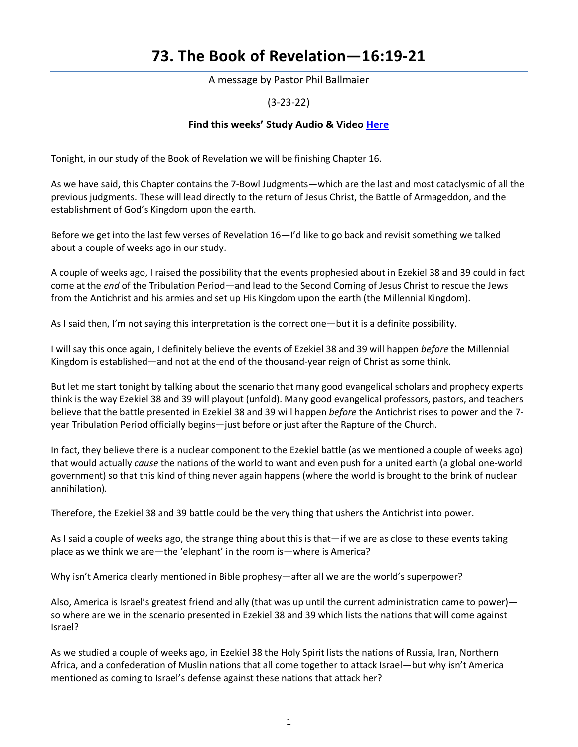# 73. The Book of Revelation—16:19-21

A message by Pastor Phil Ballmaier

(3-23-22)

**Find this weeks' Study Audio & Video Here**

Tonight, in our study of the Book of Revelation we will be finishing Chapter 16.

As we have said, this Chapter contains the 7-Bowl Judgments—which are the last and most cataclysmic of all the previous judgments. These will lead directly to the return of Jesus Christ, the Battle of Armageddon, and the establishment of God's Kingdom upon the earth.

Before we get into the last few verses of Revelation 16—I'd like to go back and revisit something we talked about a couple of weeks ago in our study.

A couple of weeks ago, I raised the possibility that the events prophesied about in Ezekiel 38 and 39 could in fact come at the *end* of the Tribulation Period—and lead to the Second Coming of Jesus Christ to rescue the Jews from the Antichrist and his armies and set up His Kingdom upon the earth (the Millennial Kingdom).

As I said then, I'm not saying this interpretation is the correct one—but it is a definite possibility.

I will say this once again, I definitely believe the events of Ezekiel 38 and 39 will happen *before* the Millennial Kingdom is established—and not at the end of the thousand-year reign of Christ as some think.

But let me start tonight by talking about the scenario that many good evangelical scholars and prophecy experts think is the way Ezekiel 38 and 39 will playout (unfold). Many good evangelical professors, pastors, and teachers believe that the battle presented in Ezekiel 38 and 39 will happen *before* the Antichrist rises to power and the 7-year Tribulation Period officially begins—just before or just after the Rapture of the Church.

In fact, they believe there is a nuclear component to the Ezekiel battle (as we mentioned a couple of weeks ago) that would actually *cause* the nations of the world to want and even push for a united earth (a global one-world government) so that this kind of thing never again happens (where the world is brought to the brink of nuclear annihilation).

Therefore, the Ezekiel 38 and 39 battle could be the very thing that ushers the Antichrist into power.

As I said a couple of weeks ago, the strange thing about this is that—if we are as close to these events taking place as we think we are—the 'elephant' in the room is—where is America?

Why isn't America clearly mentioned in Bible prophesy—after all we are the world's superpower?

Also, America is Israel's greatest friend and ally (that was up until the current administration came to power)—so where are we in the scenario presented in Ezekiel 38 and 39 which lists the nations that will come against Israel?

As we studied a couple of weeks ago, in Ezekiel 38 the Holy Spirit lists the nations of Russia, Iran, Northern Africa, and a confederation of Muslin nations that all come together to attack Israel—but why isn't America mentioned as coming to Israel's defense against these nations that attack her?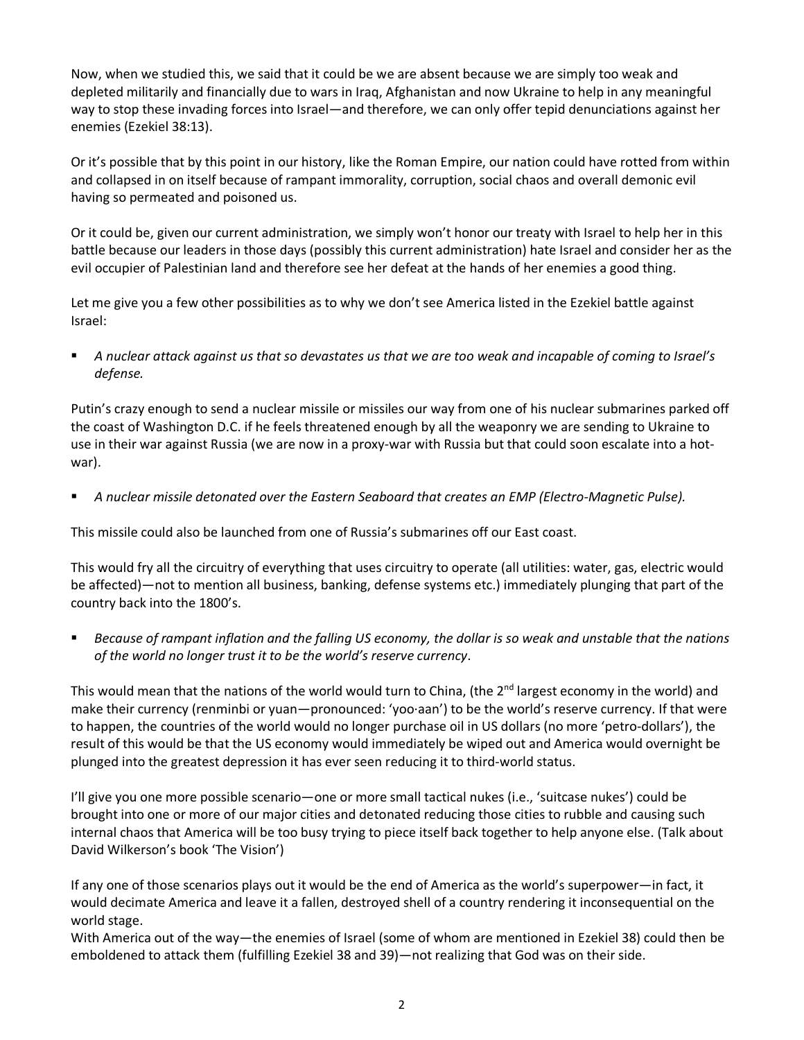Now, when we studied this, we said that it could be we are absent because we are simply too weak and depleted militarily and financially due to wars in Iraq, Afghanistan and now Ukraine to help in any meaningful way to stop these invading forces into Israel—and therefore, we can only offer tepid denunciations against her enemies (Ezekiel 38:13).

Or it's possible that by this point in our history, like the Roman Empire, our nation could have rotted from within and collapsed in on itself because of rampant immorality, corruption, social chaos and overall demonic evil having so permeated and poisoned us.

Or it could be, given our current administration, we simply won't honor our treaty with Israel to help her in this battle because our leaders in those days (possibly this current administration) hate Israel and consider her as the evil occupier of Palestinian land and therefore see her defeat at the hands of her enemies a good thing.

Let me give you a few other possibilities as to why we don't see America listed in the Ezekiel battle against Israel:

- *A nuclear attack against us that so devastates us that we are too weak and incapable of coming to Israel's defense.*

Putin's crazy enough to send a nuclear missile or missiles our way from one of his nuclear submarines parked off the coast of Washington D.C. if he feels threatened enough by all the weaponry we are sending to Ukraine to use in their war against Russia (we are now in a proxy-war with Russia but that could soon escalate into a hot-war).

- *A nuclear missile detonated over the Eastern Seaboard that creates an EMP (Electro-Magnetic Pulse).*

This missile could also be launched from one of Russia's submarines off our East coast.

This would fry all the circuitry of everything that uses circuitry to operate (all utilities: water, gas, electric would be affected)—not to mention all business, banking, defense systems etc.) immediately plunging that part of the country back into the 1800's.

- *Because of rampant inflation and the falling US economy, the dollar is so weak and unstable that the nations of the world no longer trust it to be the world's reserve currency*.

This would mean that the nations of the world would turn to China, (the 2nd largest economy in the world) and make their currency (renminbi or yuan—pronounced: 'yoo·aan') to be the world's reserve currency. If that were to happen, the countries of the world would no longer purchase oil in US dollars (no more 'petro-dollars'), the result of this would be that the US economy would immediately be wiped out and America would overnight be plunged into the greatest depression it has ever seen reducing it to third-world status.

I'll give you one more possible scenario—one or more small tactical nukes (i.e., 'suitcase nukes') could be brought into one or more of our major cities and detonated reducing those cities to rubble and causing such internal chaos that America will be too busy trying to piece itself back together to help anyone else. (Talk about David Wilkerson's book 'The Vision')

If any one of those scenarios plays out it would be the end of America as the world's superpower—in fact, it would decimate America and leave it a fallen, destroyed shell of a country rendering it inconsequential on the world stage.

With America out of the way—the enemies of Israel (some of whom are mentioned in Ezekiel 38) could then be emboldened to attack them (fulfilling Ezekiel 38 and 39)—not realizing that God was on their side.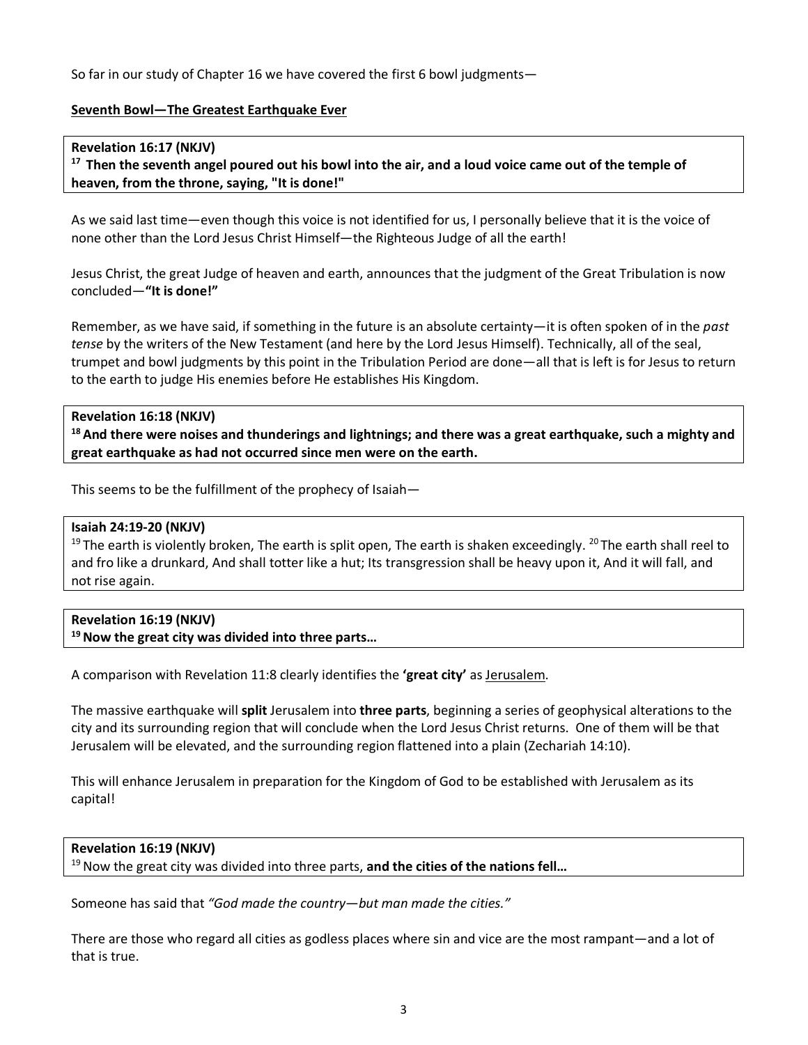So far in our study of Chapter 16 we have covered the first 6 bowl judgments—

**Seventh Bowl—The Greatest Earthquake Ever**

> **Revelation 16:17 (NKJV)**
> **[17] Then the seventh angel poured out his bowl into the air, and a loud voice came out of the temple of heaven, from the throne, saying, "It is done!"**

As we said last time—even though this voice is not identified for us, I personally believe that it is the voice of none other than the Lord Jesus Christ Himself—the Righteous Judge of all the earth!

Jesus Christ, the great Judge of heaven and earth, announces that the judgment of the Great Tribulation is now concluded—**"It is done!"**

Remember, as we have said, if something in the future is an absolute certainty—it is often spoken of in the *past tense* by the writers of the New Testament (and here by the Lord Jesus Himself). Technically, all of the seal, trumpet and bowl judgments by this point in the Tribulation Period are done—all that is left is for Jesus to return to the earth to judge His enemies before He establishes His Kingdom.

> **Revelation 16:18 (NKJV)**
> **[18] And there were noises and thunderings and lightnings; and there was a great earthquake, such a mighty and great earthquake as had not occurred since men were on the earth.**

This seems to be the fulfillment of the prophecy of Isaiah—

> **Isaiah 24:19-20 (NKJV)**
> [19] The earth is violently broken, The earth is split open, The earth is shaken exceedingly. [20] The earth shall reel to and fro like a drunkard, And shall totter like a hut; Its transgression shall be heavy upon it, And it will fall, and not rise again.

> **Revelation 16:19 (NKJV)**
> **[19] Now the great city was divided into three parts…**

A comparison with Revelation 11:8 clearly identifies the **'great city'** as Jerusalem.

The massive earthquake will **split** Jerusalem into **three parts**, beginning a series of geophysical alterations to the city and its surrounding region that will conclude when the Lord Jesus Christ returns. One of them will be that Jerusalem will be elevated, and the surrounding region flattened into a plain (Zechariah 14:10).

This will enhance Jerusalem in preparation for the Kingdom of God to be established with Jerusalem as its capital!

> **Revelation 16:19 (NKJV)**
> [19] Now the great city was divided into three parts, **and the cities of the nations fell…**

Someone has said that *"God made the country—but man made the cities."*

There are those who regard all cities as godless places where sin and vice are the most rampant—and a lot of that is true.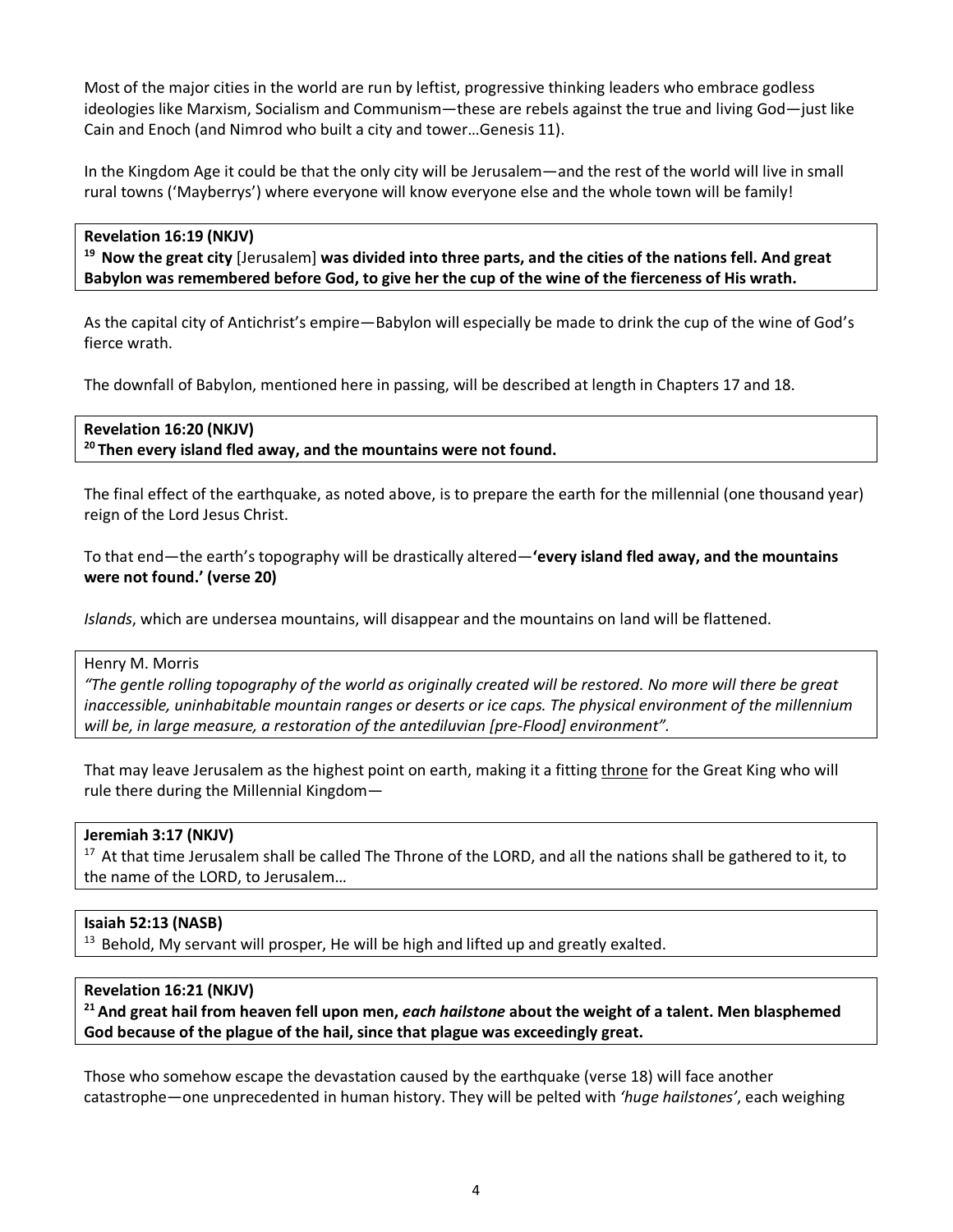Most of the major cities in the world are run by leftist, progressive thinking leaders who embrace godless ideologies like Marxism, Socialism and Communism—these are rebels against the true and living God—just like Cain and Enoch (and Nimrod who built a city and tower…Genesis 11).

In the Kingdom Age it could be that the only city will be Jerusalem—and the rest of the world will live in small rural towns ('Mayberrys') where everyone will know everyone else and the whole town will be family!

**Revelation 16:19 (NKJV)**
**19 Now the great city** [Jerusalem] **was divided into three parts, and the cities of the nations fell. And great Babylon was remembered before God, to give her the cup of the wine of the fierceness of His wrath.**

As the capital city of Antichrist's empire—Babylon will especially be made to drink the cup of the wine of God's fierce wrath.

The downfall of Babylon, mentioned here in passing, will be described at length in Chapters 17 and 18.

**Revelation 16:20 (NKJV)**
**20 Then every island fled away, and the mountains were not found.**

The final effect of the earthquake, as noted above, is to prepare the earth for the millennial (one thousand year) reign of the Lord Jesus Christ.

To that end—the earth's topography will be drastically altered—**'every island fled away, and the mountains were not found.' (verse 20)**

*Islands*, which are undersea mountains, will disappear and the mountains on land will be flattened.

Henry M. Morris
*"The gentle rolling topography of the world as originally created will be restored. No more will there be great inaccessible, uninhabitable mountain ranges or deserts or ice caps. The physical environment of the millennium will be, in large measure, a restoration of the antediluvian [pre-Flood] environment".*

That may leave Jerusalem as the highest point on earth, making it a fitting throne for the Great King who will rule there during the Millennial Kingdom—

**Jeremiah 3:17 (NKJV)**
17 At that time Jerusalem shall be called The Throne of the LORD, and all the nations shall be gathered to it, to the name of the LORD, to Jerusalem…

**Isaiah 52:13 (NASB)**
13 Behold, My servant will prosper, He will be high and lifted up and greatly exalted.

**Revelation 16:21 (NKJV)**
**21 And great hail from heaven fell upon men, *each hailstone* about the weight of a talent. Men blasphemed God because of the plague of the hail, since that plague was exceedingly great.**

Those who somehow escape the devastation caused by the earthquake (verse 18) will face another catastrophe—one unprecedented in human history. They will be pelted with *'huge hailstones'*, each weighing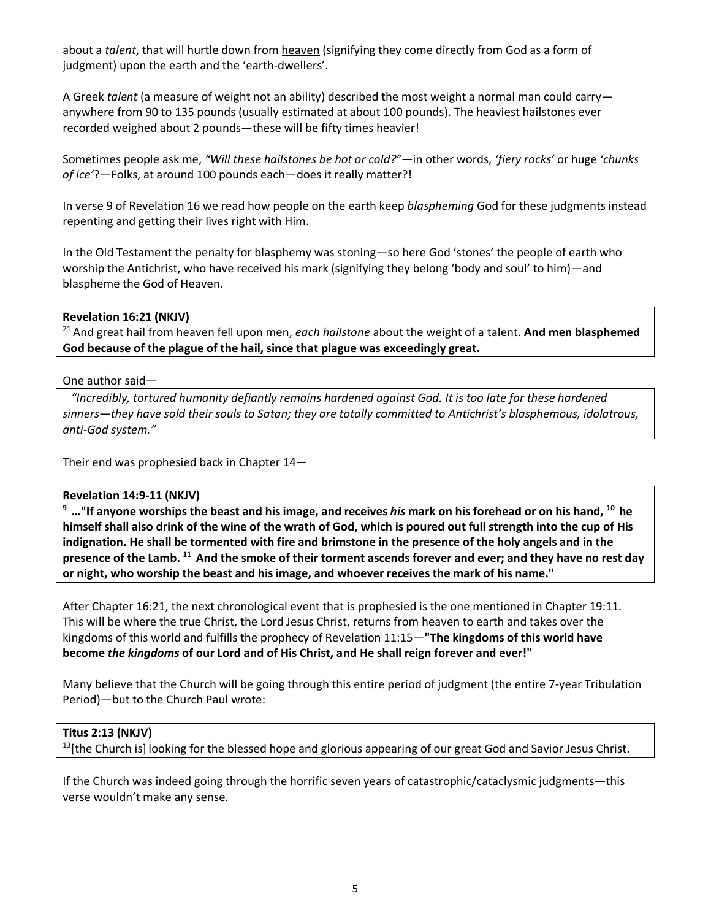about a *talent*, that will hurtle down from heaven (signifying they come directly from God as a form of judgment) upon the earth and the 'earth-dwellers'.

A Greek *talent* (a measure of weight not an ability) described the most weight a normal man could carry—anywhere from 90 to 135 pounds (usually estimated at about 100 pounds). The heaviest hailstones ever recorded weighed about 2 pounds—these will be fifty times heavier!

Sometimes people ask me, *"Will these hailstones be hot or cold?"*—in other words, *'fiery rocks'* or huge *'chunks of ice'*?—Folks, at around 100 pounds each—does it really matter?!

In verse 9 of Revelation 16 we read how people on the earth keep *blaspheming* God for these judgments instead repenting and getting their lives right with Him.

In the Old Testament the penalty for blasphemy was stoning—so here God 'stones' the people of earth who worship the Antichrist, who have received his mark (signifying they belong 'body and soul' to him)—and blaspheme the God of Heaven.

**Revelation 16:21 (NKJV)**
[21] And great hail from heaven fell upon men, *each hailstone* about the weight of a talent. **And men blasphemed God because of the plague of the hail, since that plague was exceedingly great.**

One author said—

*"Incredibly, tortured humanity defiantly remains hardened against God. It is too late for these hardened sinners—they have sold their souls to Satan; they are totally committed to Antichrist's blasphemous, idolatrous, anti-God system."*

Their end was prophesied back in Chapter 14—

**Revelation 14:9-11 (NKJV)**
**[9] …"If anyone worships the beast and his image, and receives *his* mark on his forehead or on his hand, [10] he himself shall also drink of the wine of the wrath of God, which is poured out full strength into the cup of His indignation. He shall be tormented with fire and brimstone in the presence of the holy angels and in the presence of the Lamb. [11] And the smoke of their torment ascends forever and ever; and they have no rest day or night, who worship the beast and his image, and whoever receives the mark of his name."**

After Chapter 16:21, the next chronological event that is prophesied is the one mentioned in Chapter 19:11. This will be where the true Christ, the Lord Jesus Christ, returns from heaven to earth and takes over the kingdoms of this world and fulfills the prophecy of Revelation 11:15—**"The kingdoms of this world have become *the kingdoms* of our Lord and of His Christ, and He shall reign forever and ever!"**

Many believe that the Church will be going through this entire period of judgment (the entire 7-year Tribulation Period)—but to the Church Paul wrote:

**Titus 2:13 (NKJV)**
[13][the Church is] looking for the blessed hope and glorious appearing of our great God and Savior Jesus Christ.

If the Church was indeed going through the horrific seven years of catastrophic/cataclysmic judgments—this verse wouldn't make any sense.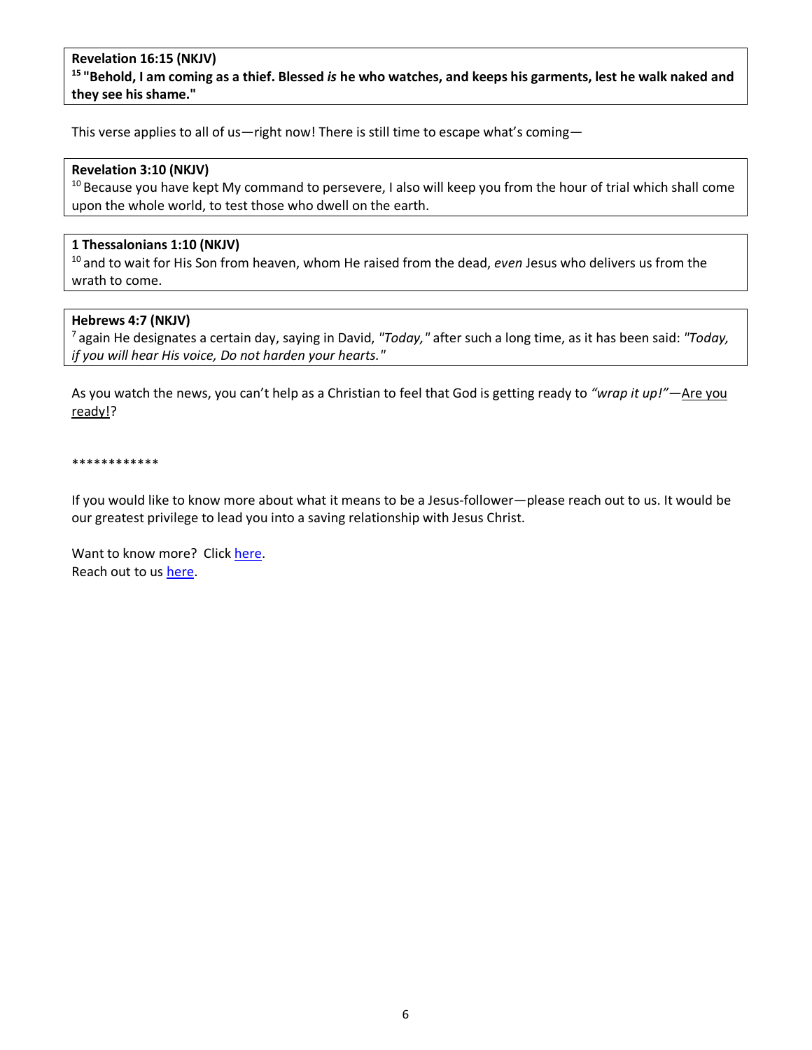**Revelation 16:15 (NKJV)**
**[15] "Behold, I am coming as a thief. Blessed *is* he who watches, and keeps his garments, lest he walk naked and they see his shame."**

This verse applies to all of us—right now! There is still time to escape what's coming—

**Revelation 3:10 (NKJV)**
[10] Because you have kept My command to persevere, I also will keep you from the hour of trial which shall come upon the whole world, to test those who dwell on the earth.

**1 Thessalonians 1:10 (NKJV)**
[10] and to wait for His Son from heaven, whom He raised from the dead, *even* Jesus who delivers us from the wrath to come.

**Hebrews 4:7 (NKJV)**
[7] again He designates a certain day, saying in David, *"Today,"* after such a long time, as it has been said: *"Today, if you will hear His voice, Do not harden your hearts."*

As you watch the news, you can't help as a Christian to feel that God is getting ready to *"wrap it up!"*—Are you ready!?

************

If you would like to know more about what it means to be a Jesus-follower—please reach out to us. It would be our greatest privilege to lead you into a saving relationship with Jesus Christ.

Want to know more? Click here.
Reach out to us here.